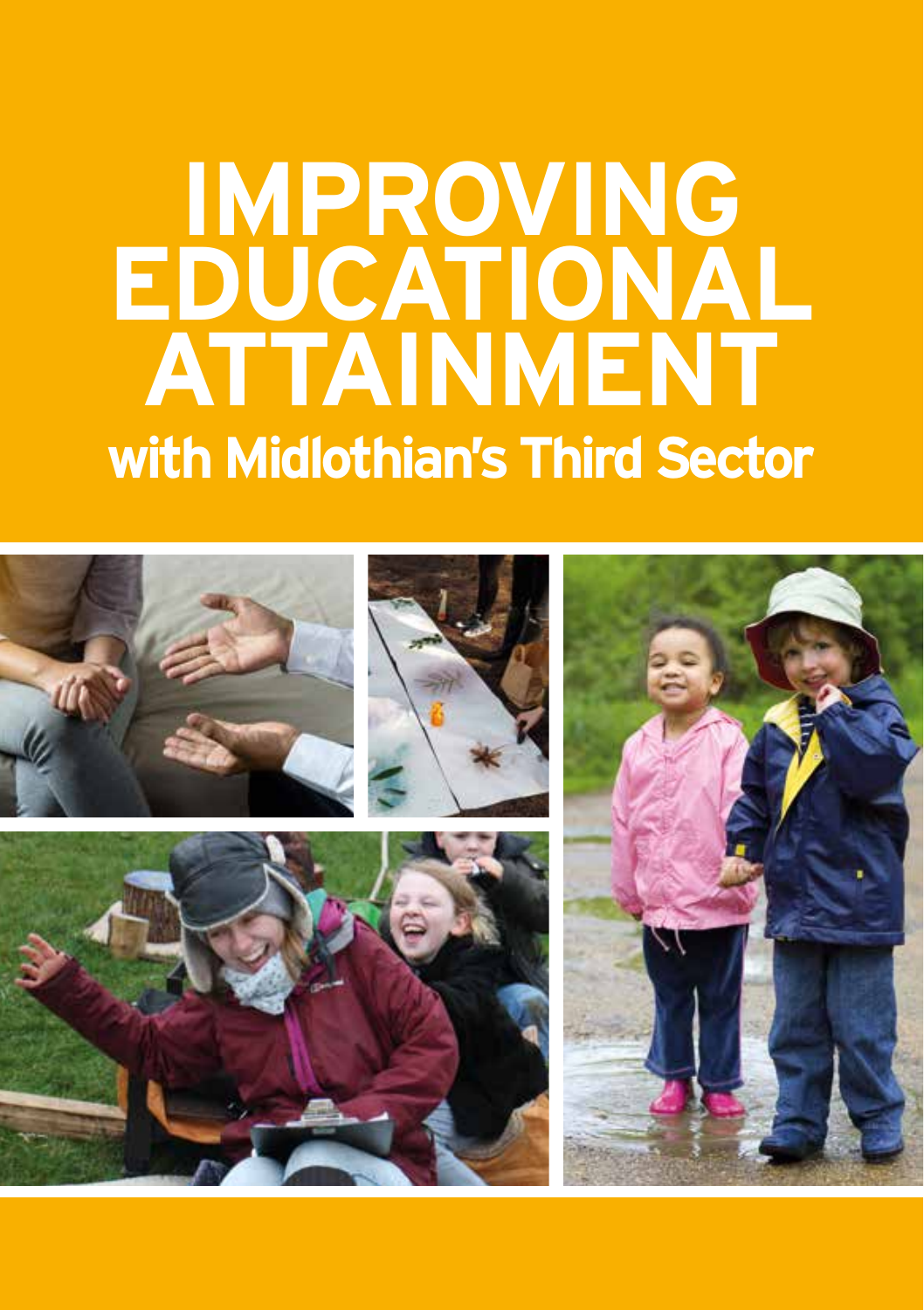# IMPROVING EDUCATIONAL ATTAINMENT

## with Midlothian's Third Sector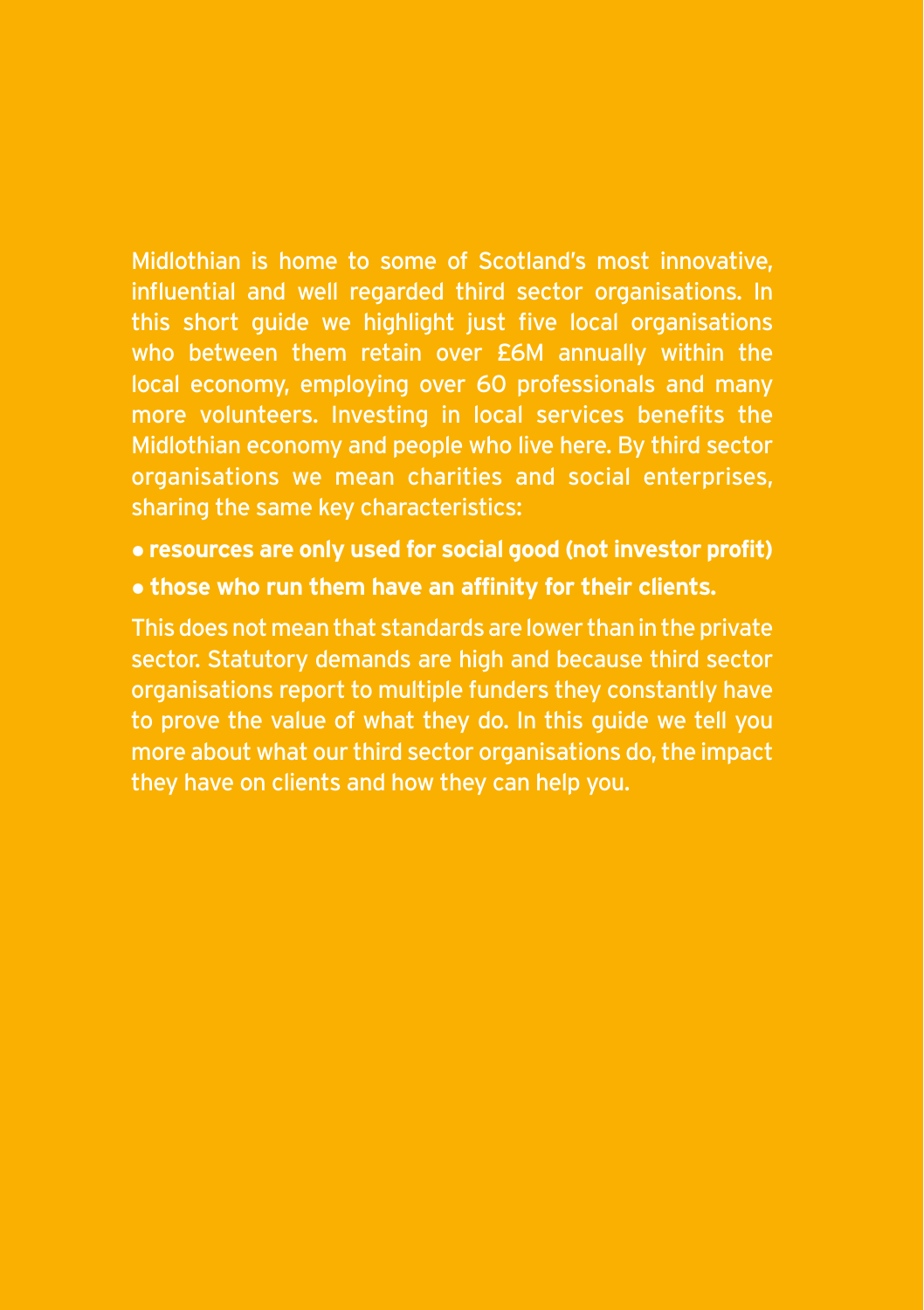Midlothian is home to some of Scotland's most innovative, influential and well regarded third sector organisations. In this short guide we highlight just five local organisations who between them retain over £6M annually within the local economy, employing over 60 professionals and many more volunteers. Investing in local services benefits the Midlothian economy and people who live here. By third sector organisations we mean charities and social enterprises, sharing the same key characteristics:

- **resources are only used for social good (not investor profit)**
- **those who run them have an affinity for their clients.**

This does not mean that standards are lower than in the private sector. Statutory demands are high and because third sector organisations report to multiple funders they constantly have to prove the value of what they do. In this guide we tell you more about what our third sector organisations do, the impact they have on clients and how they can help you.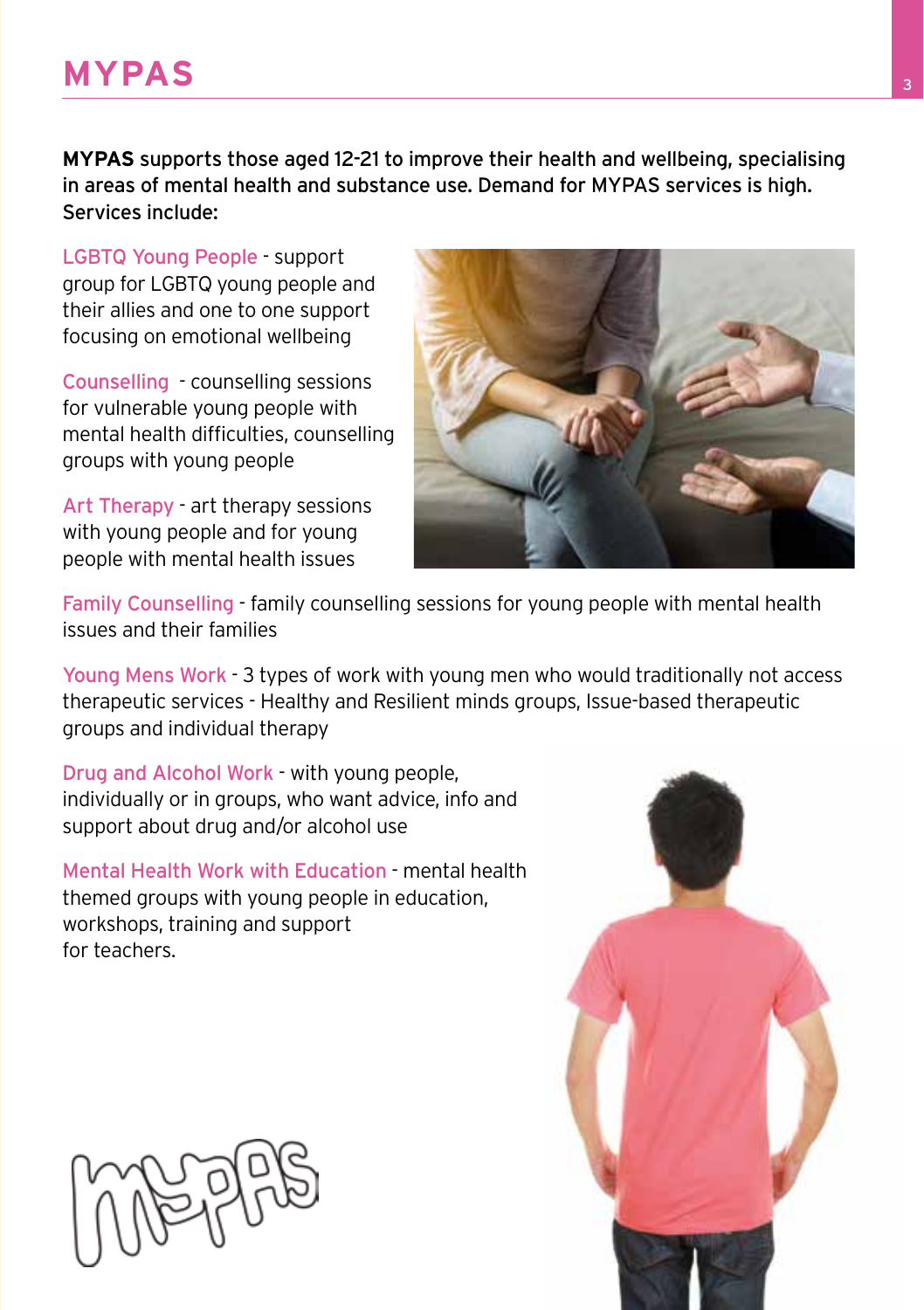# MYPAS

**MYPAS** supports those aged 12-21 to improve their health and wellbeing, specialising in areas of mental health and substance use. Demand for MYPAS services is high. Services include:

LGBTQ Young People - support group for LGBTQ young people and their allies and one to one support focusing on emotional wellbeing

Counselling - counselling sessions for vulnerable young people with mental health difficulties, counselling groups with young people

Art Therapy - art therapy sessions with young people and for young people with mental health issues

Family Counselling - family counselling sessions for young people with mental health issues and their families

Young Mens Work - 3 types of work with young men who would traditionally not access therapeutic services - Healthy and Resilient minds groups, Issue-based therapeutic groups and individual therapy

Drug and Alcohol Work - with young people, individually or in groups, who want advice, info and support about drug and/or alcohol use

Mental Health Work with Education - mental health themed groups with young people in education, workshops, training and support for teachers.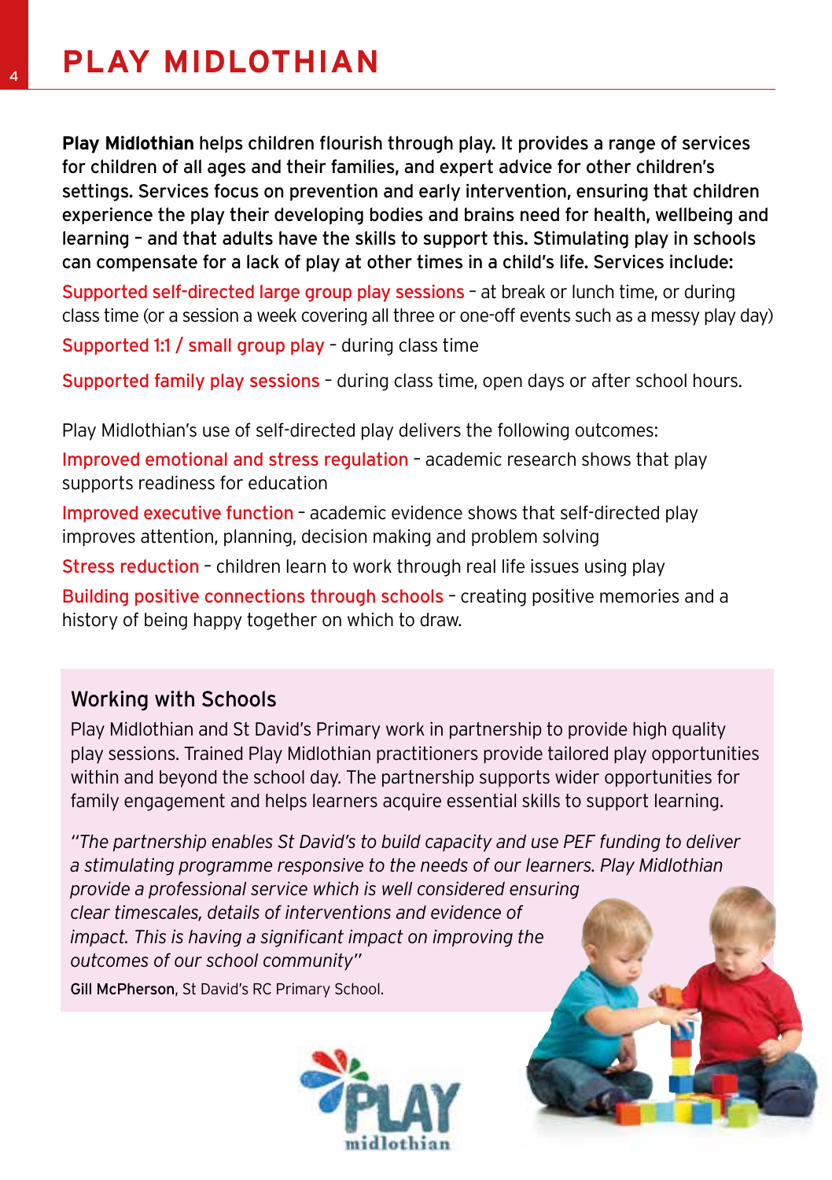# PLAY MIDLOTHIAN

**Play Midlothian** helps children flourish through play. It provides a range of services for children of all ages and their families, and expert advice for other children's settings. Services focus on prevention and early intervention, ensuring that children experience the play their developing bodies and brains need for health, wellbeing and learning – and that adults have the skills to support this. Stimulating play in schools can compensate for a lack of play at other times in a child's life. Services include:

**Supported self-directed large group play sessions** – at break or lunch time, or during class time (or a session a week covering all three or one-off events such as a messy play day)

**Supported 1:1 / small group play** – during class time

**Supported family play sessions** – during class time, open days or after school hours.

Play Midlothian's use of self-directed play delivers the following outcomes:

**Improved emotional and stress regulation** – academic research shows that play supports readiness for education

**Improved executive function** – academic evidence shows that self-directed play improves attention, planning, decision making and problem solving

**Stress reduction** – children learn to work through real life issues using play

**Building positive connections through schools** – creating positive memories and a history of being happy together on which to draw.

## Working with Schools

Play Midlothian and St David's Primary work in partnership to provide high quality play sessions. Trained Play Midlothian practitioners provide tailored play opportunities within and beyond the school day. The partnership supports wider opportunities for family engagement and helps learners acquire essential skills to support learning.

*"The partnership enables St David's to build capacity and use PEF funding to deliver a stimulating programme responsive to the needs of our learners. Play Midlothian provide a professional service which is well considered ensuring clear timescales, details of interventions and evidence of impact. This is having a significant impact on improving the outcomes of our school community"*

**Gill McPherson**, St David's RC Primary School.

PLAY midlothian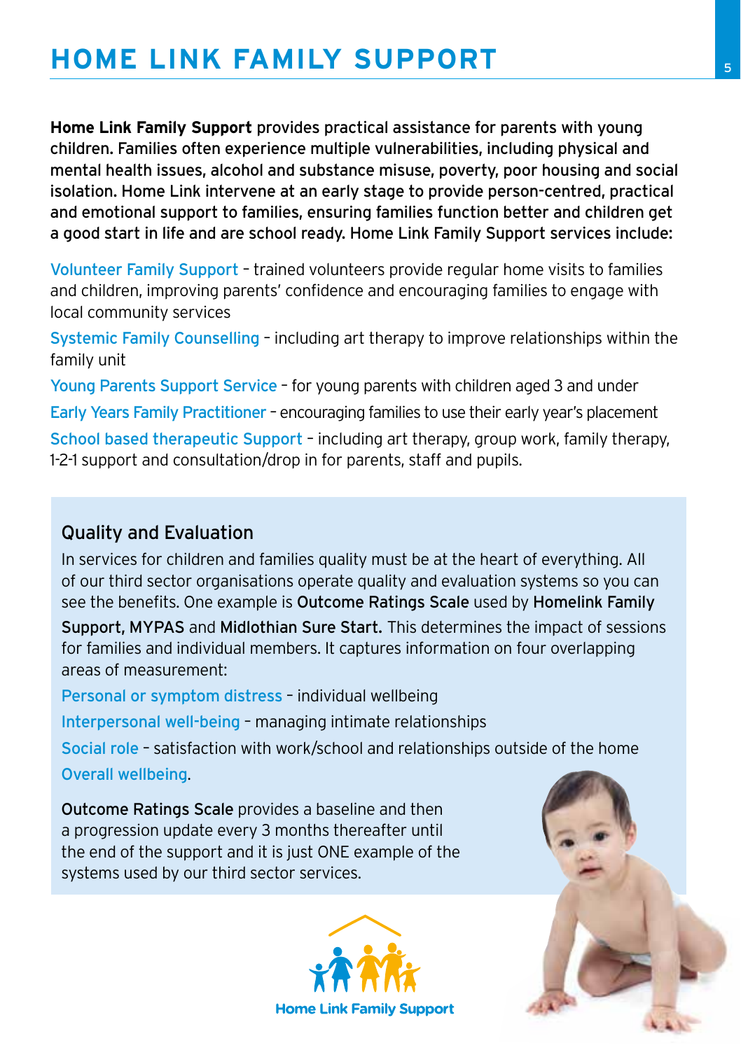# HOME LINK FAMILY SUPPORT

**Home Link Family Support provides practical assistance for parents with young children. Families often experience multiple vulnerabilities, including physical and mental health issues, alcohol and substance misuse, poverty, poor housing and social isolation. Home Link intervene at an early stage to provide person-centred, practical and emotional support to families, ensuring families function better and children get a good start in life and are school ready. Home Link Family Support services include:**

Volunteer Family Support – trained volunteers provide regular home visits to families and children, improving parents' confidence and encouraging families to engage with local community services

Systemic Family Counselling – including art therapy to improve relationships within the family unit

Young Parents Support Service – for young parents with children aged 3 and under

Early Years Family Practitioner – encouraging families to use their early year's placement

School based therapeutic Support – including art therapy, group work, family therapy, 1-2-1 support and consultation/drop in for parents, staff and pupils.

## Quality and Evaluation

In services for children and families quality must be at the heart of everything. All of our third sector organisations operate quality and evaluation systems so you can see the benefits. One example is **Outcome Ratings Scale** used by **Homelink Family Support, MYPAS** and **Midlothian Sure Start.** This determines the impact of sessions for families and individual members. It captures information on four overlapping areas of measurement:

Personal or symptom distress – individual wellbeing

Interpersonal well-being – managing intimate relationships

Social role – satisfaction with work/school and relationships outside of the home

Overall wellbeing.

**Outcome Ratings Scale** provides a baseline and then a progression update every 3 months thereafter until the end of the support and it is just ONE example of the systems used by our third sector services.

Home Link Family Support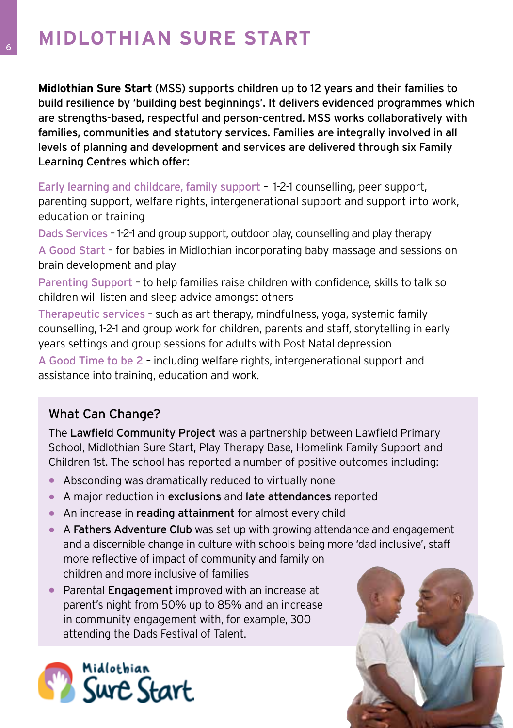# MIDLOTHIAN SURE START

**Midlothian Sure Start (MSS) supports children up to 12 years and their families to build resilience by 'building best beginnings'. It delivers evidenced programmes which are strengths-based, respectful and person-centred. MSS works collaboratively with families, communities and statutory services. Families are integrally involved in all levels of planning and development and services are delivered through six Family Learning Centres which offer:**

Early learning and childcare, family support – 1-2-1 counselling, peer support, parenting support, welfare rights, intergenerational support and support into work, education or training

Dads Services – 1-2-1 and group support, outdoor play, counselling and play therapy

A Good Start – for babies in Midlothian incorporating baby massage and sessions on brain development and play

Parenting Support – to help families raise children with confidence, skills to talk so children will listen and sleep advice amongst others

Therapeutic services – such as art therapy, mindfulness, yoga, systemic family counselling, 1-2-1 and group work for children, parents and staff, storytelling in early years settings and group sessions for adults with Post Natal depression

A Good Time to be 2 – including welfare rights, intergenerational support and assistance into training, education and work.

## What Can Change?

The **Lawfield Community Project** was a partnership between Lawfield Primary School, Midlothian Sure Start, Play Therapy Base, Homelink Family Support and Children 1st. The school has reported a number of positive outcomes including:

- Absconding was dramatically reduced to virtually none
- A major reduction in **exclusions** and **late attendances** reported
- An increase in **reading attainment** for almost every child
- A **Fathers Adventure Club** was set up with growing attendance and engagement and a discernible change in culture with schools being more 'dad inclusive', staff more reflective of impact of community and family on children and more inclusive of families
- Parental **Engagement** improved with an increase at parent's night from 50% up to 85% and an increase in community engagement with, for example, 300 attending the Dads Festival of Talent.

Midlothian Sure Start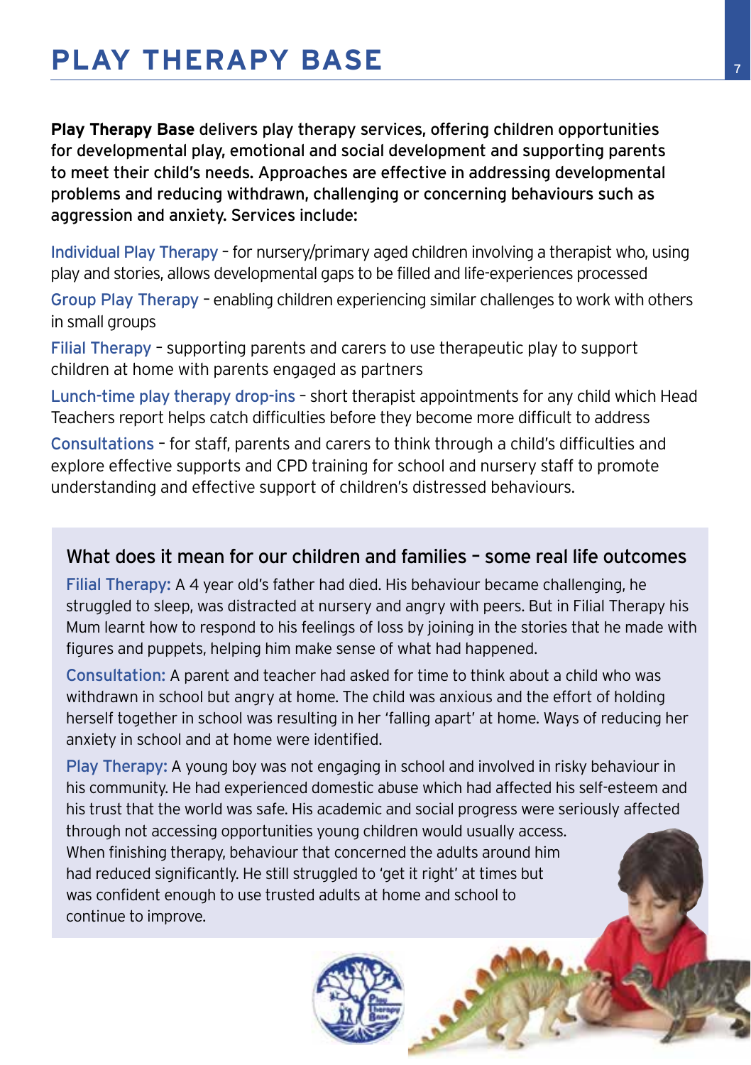# PLAY THERAPY BASE

**Play Therapy Base delivers play therapy services, offering children opportunities for developmental play, emotional and social development and supporting parents to meet their child's needs. Approaches are effective in addressing developmental problems and reducing withdrawn, challenging or concerning behaviours such as aggression and anxiety. Services include:**

Individual Play Therapy – for nursery/primary aged children involving a therapist who, using play and stories, allows developmental gaps to be filled and life-experiences processed

Group Play Therapy – enabling children experiencing similar challenges to work with others in small groups

Filial Therapy – supporting parents and carers to use therapeutic play to support children at home with parents engaged as partners

Lunch-time play therapy drop-ins – short therapist appointments for any child which Head Teachers report helps catch difficulties before they become more difficult to address

Consultations – for staff, parents and carers to think through a child's difficulties and explore effective supports and CPD training for school and nursery staff to promote understanding and effective support of children's distressed behaviours.

## What does it mean for our children and families – some real life outcomes

Filial Therapy: A 4 year old's father had died. His behaviour became challenging, he struggled to sleep, was distracted at nursery and angry with peers. But in Filial Therapy his Mum learnt how to respond to his feelings of loss by joining in the stories that he made with figures and puppets, helping him make sense of what had happened.

Consultation: A parent and teacher had asked for time to think about a child who was withdrawn in school but angry at home. The child was anxious and the effort of holding herself together in school was resulting in her 'falling apart' at home. Ways of reducing her anxiety in school and at home were identified.

Play Therapy: A young boy was not engaging in school and involved in risky behaviour in his community. He had experienced domestic abuse which had affected his self-esteem and his trust that the world was safe. His academic and social progress were seriously affected through not accessing opportunities young children would usually access. When finishing therapy, behaviour that concerned the adults around him had reduced significantly. He still struggled to 'get it right' at times but was confident enough to use trusted adults at home and school to continue to improve.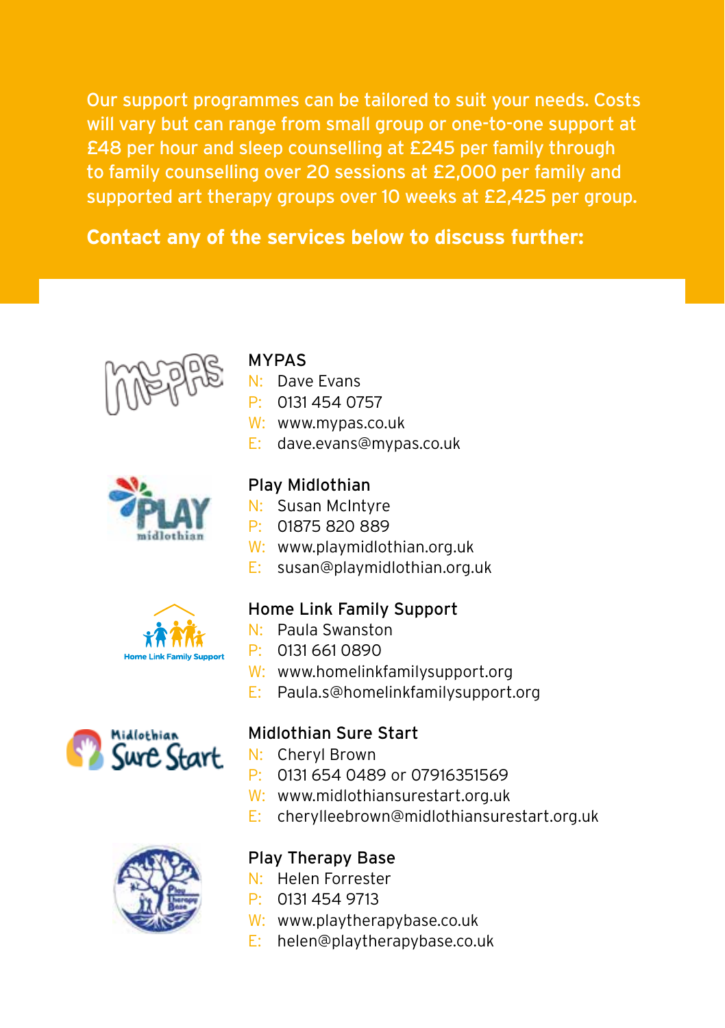Our support programmes can be tailored to suit your needs. Costs will vary but can range from small group or one-to-one support at £48 per hour and sleep counselling at £245 per family through to family counselling over 20 sessions at £2,000 per family and supported art therapy groups over 10 weeks at £2,425 per group.

**Contact any of the services below to discuss further:**

### MYPAS

N: Dave Evans
P: 0131 454 0757
W: www.mypas.co.uk
E: dave.evans@mypas.co.uk

### Play Midlothian

N: Susan McIntyre
P: 01875 820 889
W: www.playmidlothian.org.uk
E: susan@playmidlothian.org.uk

### Home Link Family Support

N: Paula Swanston
P: 0131 661 0890
W: www.homelinkfamilysupport.org
E: Paula.s@homelinkfamilysupport.org

### Midlothian Sure Start

N: Cheryl Brown
P: 0131 654 0489 or 07916351569
W: www.midlothiansurestart.org.uk
E: cherylleebrown@midlothiansurestart.org.uk

### Play Therapy Base

N: Helen Forrester
P: 0131 454 9713
W: www.playtherapybase.co.uk
E: helen@playtherapybase.co.uk